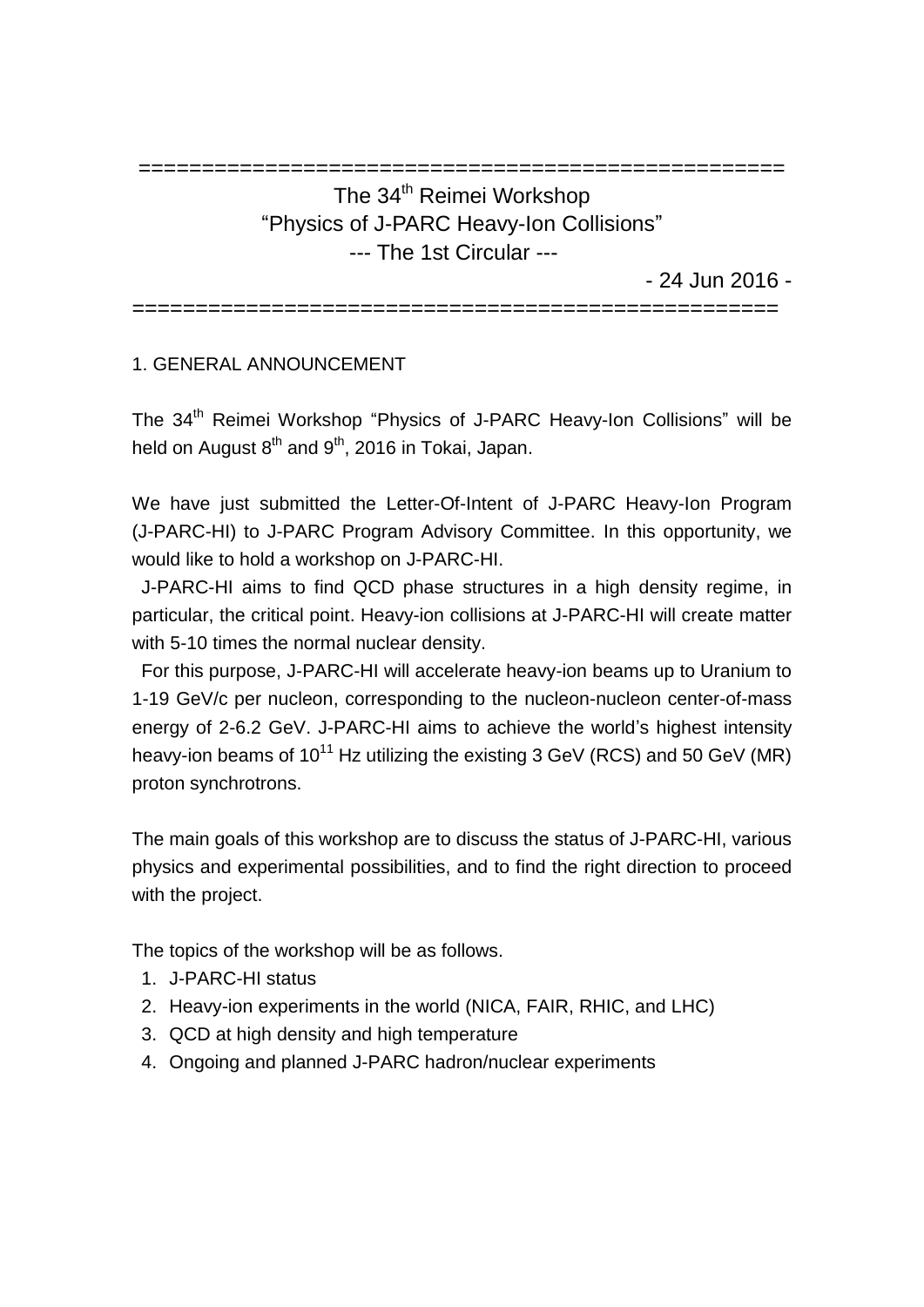====================================================

# The 34th Reimei Workshop "Physics of J-PARC Heavy-Ion Collisions"

--- The 1st Circular ---

- 24 Jun 2016 -

====================================================

## 1. GENERAL ANNOUNCEMENT

The 34th Reimei Workshop "Physics of J-PARC Heavy-Ion Collisions" will be held on August 8th and 9th, 2016 in Tokai, Japan.

We have just submitted the Letter-Of-Intent of J-PARC Heavy-Ion Program (J-PARC-HI) to J-PARC Program Advisory Committee. In this opportunity, we would like to hold a workshop on J-PARC-HI.

J-PARC-HI aims to find QCD phase structures in a high density regime, in particular, the critical point. Heavy-ion collisions at J-PARC-HI will create matter with 5-10 times the normal nuclear density.

For this purpose, J-PARC-HI will accelerate heavy-ion beams up to Uranium to 1-19 GeV/c per nucleon, corresponding to the nucleon-nucleon center-of-mass energy of 2-6.2 GeV. J-PARC-HI aims to achieve the world's highest intensity heavy-ion beams of $10^{11}$ Hz utilizing the existing 3 GeV (RCS) and 50 GeV (MR) proton synchrotrons.

The main goals of this workshop are to discuss the status of J-PARC-HI, various physics and experimental possibilities, and to find the right direction to proceed with the project.

The topics of the workshop will be as follows.

1. J-PARC-HI status
2. Heavy-ion experiments in the world (NICA, FAIR, RHIC, and LHC)
3. QCD at high density and high temperature
4. Ongoing and planned J-PARC hadron/nuclear experiments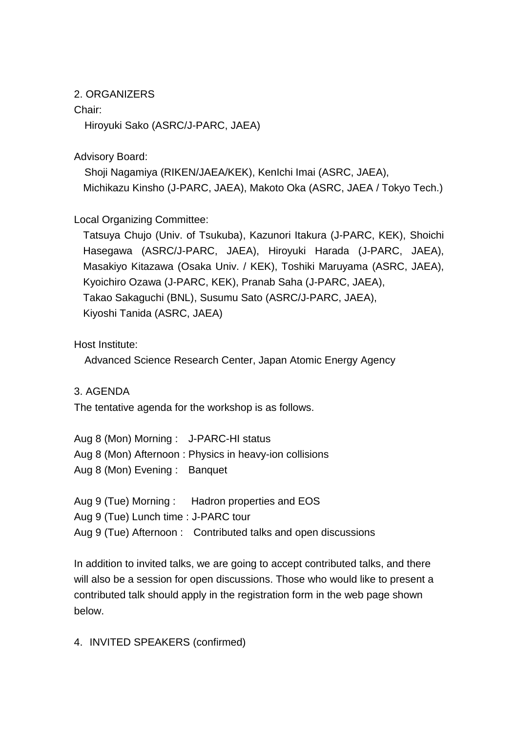## 2. ORGANIZERS

Chair:

Hiroyuki Sako (ASRC/J-PARC, JAEA)

Advisory Board:

Shoji Nagamiya (RIKEN/JAEA/KEK), KenIchi Imai (ASRC, JAEA), Michikazu Kinsho (J-PARC, JAEA), Makoto Oka (ASRC, JAEA / Tokyo Tech.)

Local Organizing Committee:

Tatsuya Chujo (Univ. of Tsukuba), Kazunori Itakura (J-PARC, KEK), Shoichi Hasegawa (ASRC/J-PARC, JAEA), Hiroyuki Harada (J-PARC, JAEA), Masakiyo Kitazawa (Osaka Univ. / KEK), Toshiki Maruyama (ASRC, JAEA), Kyoichiro Ozawa (J-PARC, KEK), Pranab Saha (J-PARC, JAEA), Takao Sakaguchi (BNL), Susumu Sato (ASRC/J-PARC, JAEA), Kiyoshi Tanida (ASRC, JAEA)

Host Institute:

Advanced Science Research Center, Japan Atomic Energy Agency

## 3. AGENDA

The tentative agenda for the workshop is as follows.

Aug 8 (Mon) Morning : J-PARC-HI status  
Aug 8 (Mon) Afternoon : Physics in heavy-ion collisions  
Aug 8 (Mon) Evening : Banquet

Aug 9 (Tue) Morning : Hadron properties and EOS  
Aug 9 (Tue) Lunch time : J-PARC tour  
Aug 9 (Tue) Afternoon : Contributed talks and open discussions

In addition to invited talks, we are going to accept contributed talks, and there will also be a session for open discussions. Those who would like to present a contributed talk should apply in the registration form in the web page shown below.

## 4. INVITED SPEAKERS (confirmed)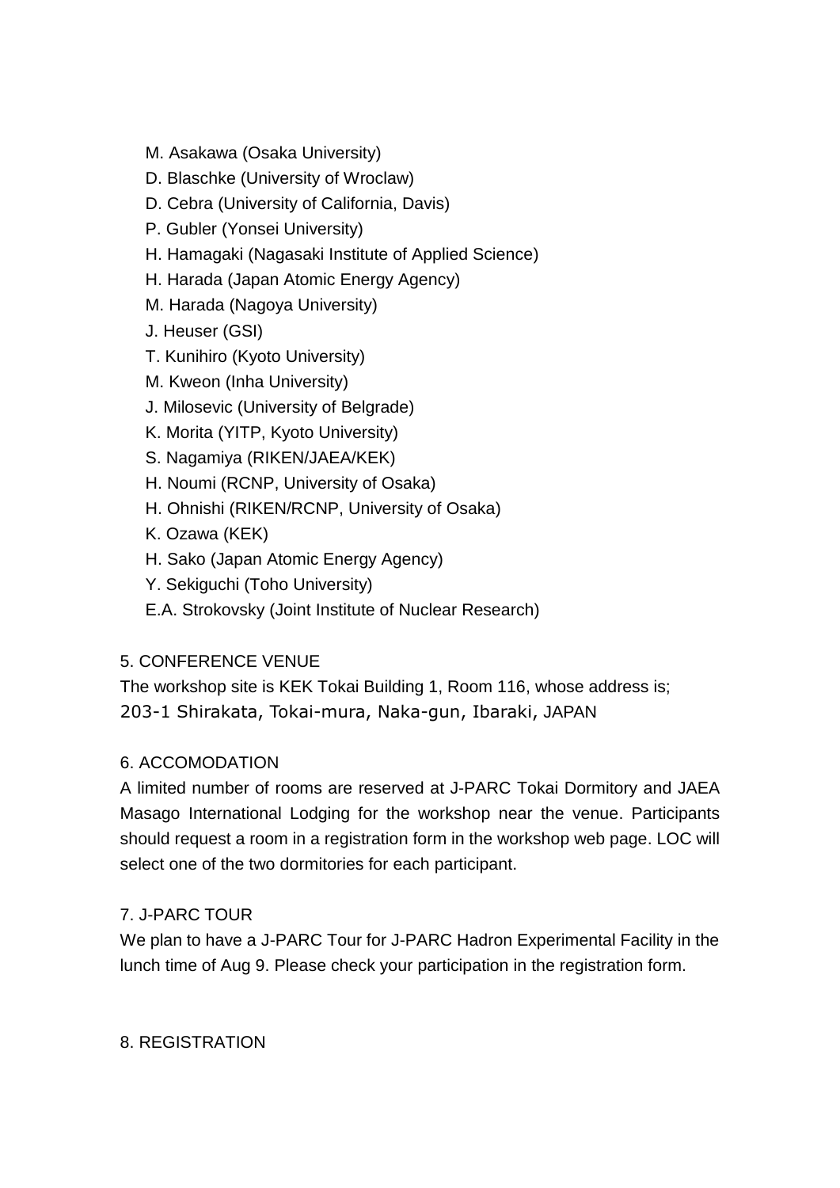- M. Asakawa (Osaka University)
- D. Blaschke (University of Wroclaw)
- D. Cebra (University of California, Davis)
- P. Gubler (Yonsei University)
- H. Hamagaki (Nagasaki Institute of Applied Science)
- H. Harada (Japan Atomic Energy Agency)
- M. Harada (Nagoya University)
- J. Heuser (GSI)
- T. Kunihiro (Kyoto University)
- M. Kweon (Inha University)
- J. Milosevic (University of Belgrade)
- K. Morita (YITP, Kyoto University)
- S. Nagamiya (RIKEN/JAEA/KEK)
- H. Noumi (RCNP, University of Osaka)
- H. Ohnishi (RIKEN/RCNP, University of Osaka)
- K. Ozawa (KEK)
- H. Sako (Japan Atomic Energy Agency)
- Y. Sekiguchi (Toho University)
- E.A. Strokovsky (Joint Institute of Nuclear Research)

## 5. CONFERENCE VENUE

The workshop site is KEK Tokai Building 1, Room 116, whose address is;
203-1 Shirakata, Tokai-mura, Naka-gun, Ibaraki, JAPAN

## 6. ACCOMODATION

A limited number of rooms are reserved at J-PARC Tokai Dormitory and JAEA Masago International Lodging for the workshop near the venue. Participants should request a room in a registration form in the workshop web page. LOC will select one of the two dormitories for each participant.

## 7. J-PARC TOUR

We plan to have a J-PARC Tour for J-PARC Hadron Experimental Facility in the lunch time of Aug 9. Please check your participation in the registration form.

## 8. REGISTRATION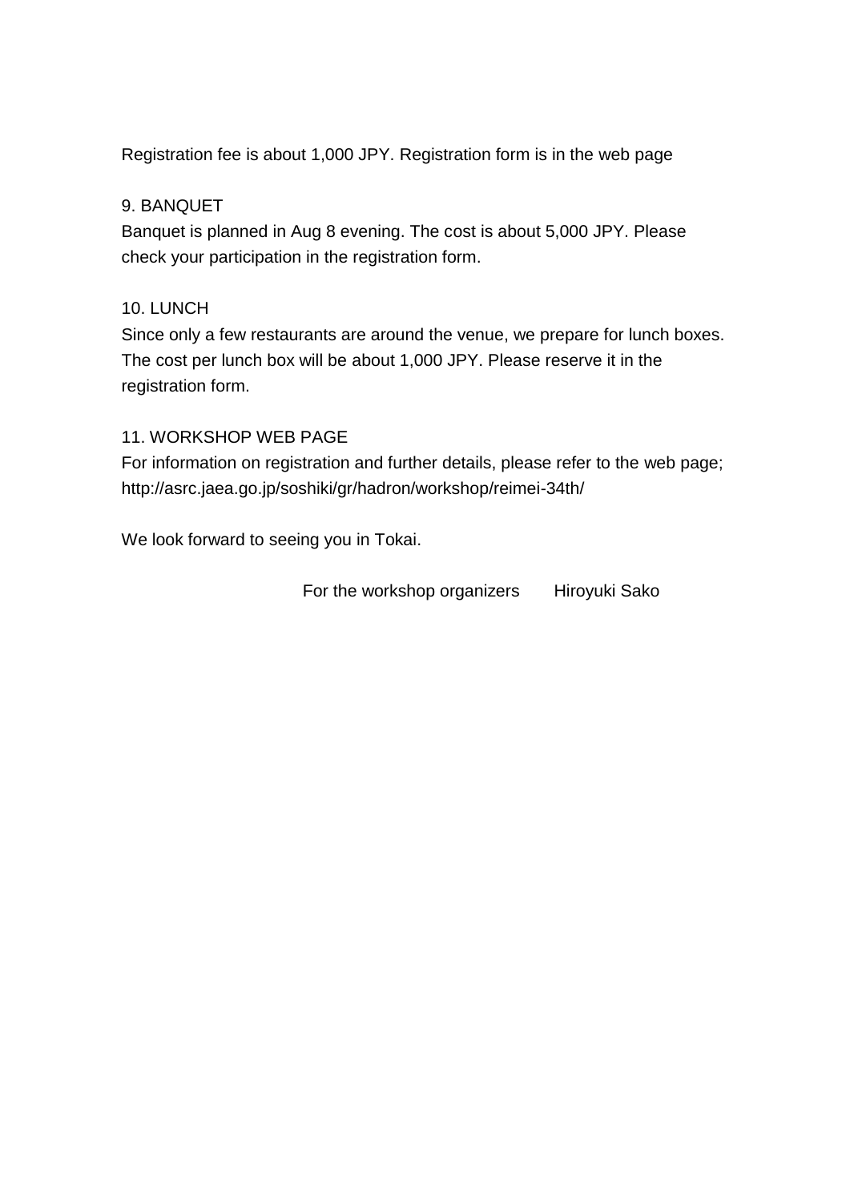Registration fee is about 1,000 JPY. Registration form is in the web page

## 9. BANQUET

Banquet is planned in Aug 8 evening. The cost is about 5,000 JPY. Please check your participation in the registration form.

## 10. LUNCH

Since only a few restaurants are around the venue, we prepare for lunch boxes. The cost per lunch box will be about 1,000 JPY. Please reserve it in the registration form.

## 11. WORKSHOP WEB PAGE

For information on registration and further details, please refer to the web page; http://asrc.jaea.go.jp/soshiki/gr/hadron/workshop/reimei-34th/

We look forward to seeing you in Tokai.

For the workshop organizers    Hiroyuki Sako